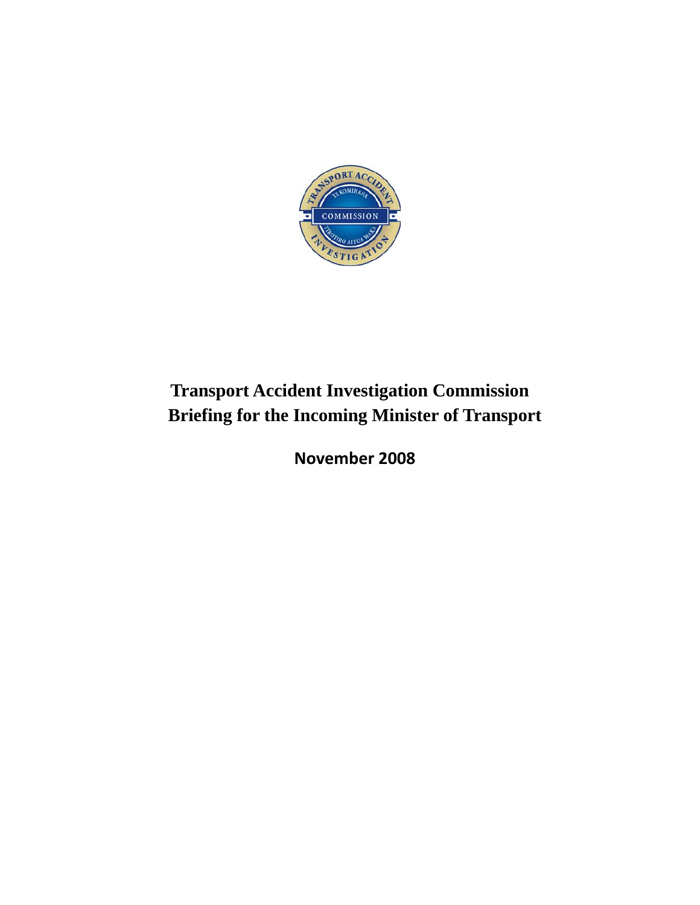# Transport Accident Investigation Commission
# Briefing for the Incoming Minister of Transport

**November 2008**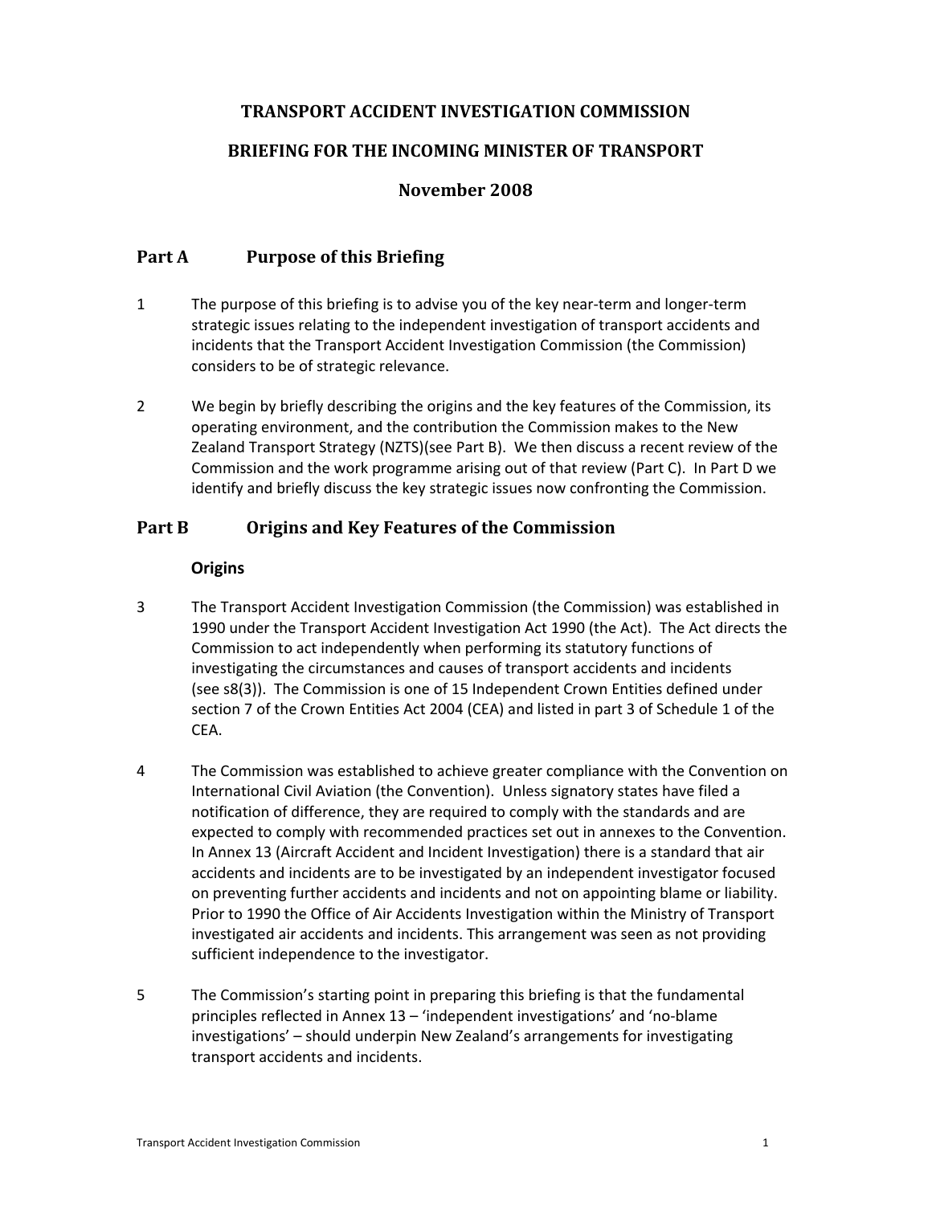# TRANSPORT ACCIDENT INVESTIGATION COMMISSION

# BRIEFING FOR THE INCOMING MINISTER OF TRANSPORT

# November 2008

## Part A Purpose of this Briefing

1 The purpose of this briefing is to advise you of the key near-term and longer-term strategic issues relating to the independent investigation of transport accidents and incidents that the Transport Accident Investigation Commission (the Commission) considers to be of strategic relevance.

2 We begin by briefly describing the origins and the key features of the Commission, its operating environment, and the contribution the Commission makes to the New Zealand Transport Strategy (NZTS)(see Part B). We then discuss a recent review of the Commission and the work programme arising out of that review (Part C). In Part D we identify and briefly discuss the key strategic issues now confronting the Commission.

## Part B Origins and Key Features of the Commission

### Origins

3 The Transport Accident Investigation Commission (the Commission) was established in 1990 under the Transport Accident Investigation Act 1990 (the Act). The Act directs the Commission to act independently when performing its statutory functions of investigating the circumstances and causes of transport accidents and incidents (see s8(3)). The Commission is one of 15 Independent Crown Entities defined under section 7 of the Crown Entities Act 2004 (CEA) and listed in part 3 of Schedule 1 of the CEA.

4 The Commission was established to achieve greater compliance with the Convention on International Civil Aviation (the Convention). Unless signatory states have filed a notification of difference, they are required to comply with the standards and are expected to comply with recommended practices set out in annexes to the Convention. In Annex 13 (Aircraft Accident and Incident Investigation) there is a standard that air accidents and incidents are to be investigated by an independent investigator focused on preventing further accidents and incidents and not on appointing blame or liability. Prior to 1990 the Office of Air Accidents Investigation within the Ministry of Transport investigated air accidents and incidents. This arrangement was seen as not providing sufficient independence to the investigator.

5 The Commission's starting point in preparing this briefing is that the fundamental principles reflected in Annex 13 – 'independent investigations' and 'no-blame investigations' – should underpin New Zealand's arrangements for investigating transport accidents and incidents.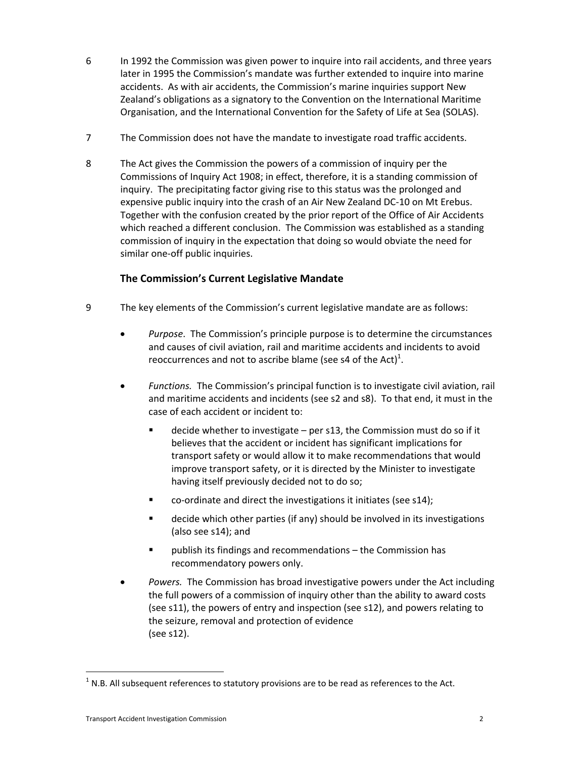6 In 1992 the Commission was given power to inquire into rail accidents, and three years later in 1995 the Commission's mandate was further extended to inquire into marine accidents. As with air accidents, the Commission's marine inquiries support New Zealand's obligations as a signatory to the Convention on the International Maritime Organisation, and the International Convention for the Safety of Life at Sea (SOLAS).

7 The Commission does not have the mandate to investigate road traffic accidents.

8 The Act gives the Commission the powers of a commission of inquiry per the Commissions of Inquiry Act 1908; in effect, therefore, it is a standing commission of inquiry. The precipitating factor giving rise to this status was the prolonged and expensive public inquiry into the crash of an Air New Zealand DC-10 on Mt Erebus. Together with the confusion created by the prior report of the Office of Air Accidents which reached a different conclusion. The Commission was established as a standing commission of inquiry in the expectation that doing so would obviate the need for similar one-off public inquiries.

## The Commission's Current Legislative Mandate

9 The key elements of the Commission's current legislative mandate are as follows:

- *Purpose*. The Commission's principle purpose is to determine the circumstances and causes of civil aviation, rail and maritime accidents and incidents to avoid reoccurrences and not to ascribe blame (see s4 of the Act)[1].

- *Functions.* The Commission's principal function is to investigate civil aviation, rail and maritime accidents and incidents (see s2 and s8). To that end, it must in the case of each accident or incident to:

  - decide whether to investigate – per s13, the Commission must do so if it believes that the accident or incident has significant implications for transport safety or would allow it to make recommendations that would improve transport safety, or it is directed by the Minister to investigate having itself previously decided not to do so;

  - co-ordinate and direct the investigations it initiates (see s14);

  - decide which other parties (if any) should be involved in its investigations (also see s14); and

  - publish its findings and recommendations – the Commission has recommendatory powers only.

- *Powers.* The Commission has broad investigative powers under the Act including the full powers of a commission of inquiry other than the ability to award costs (see s11), the powers of entry and inspection (see s12), and powers relating to the seizure, removal and protection of evidence (see s12).

[1] N.B. All subsequent references to statutory provisions are to be read as references to the Act.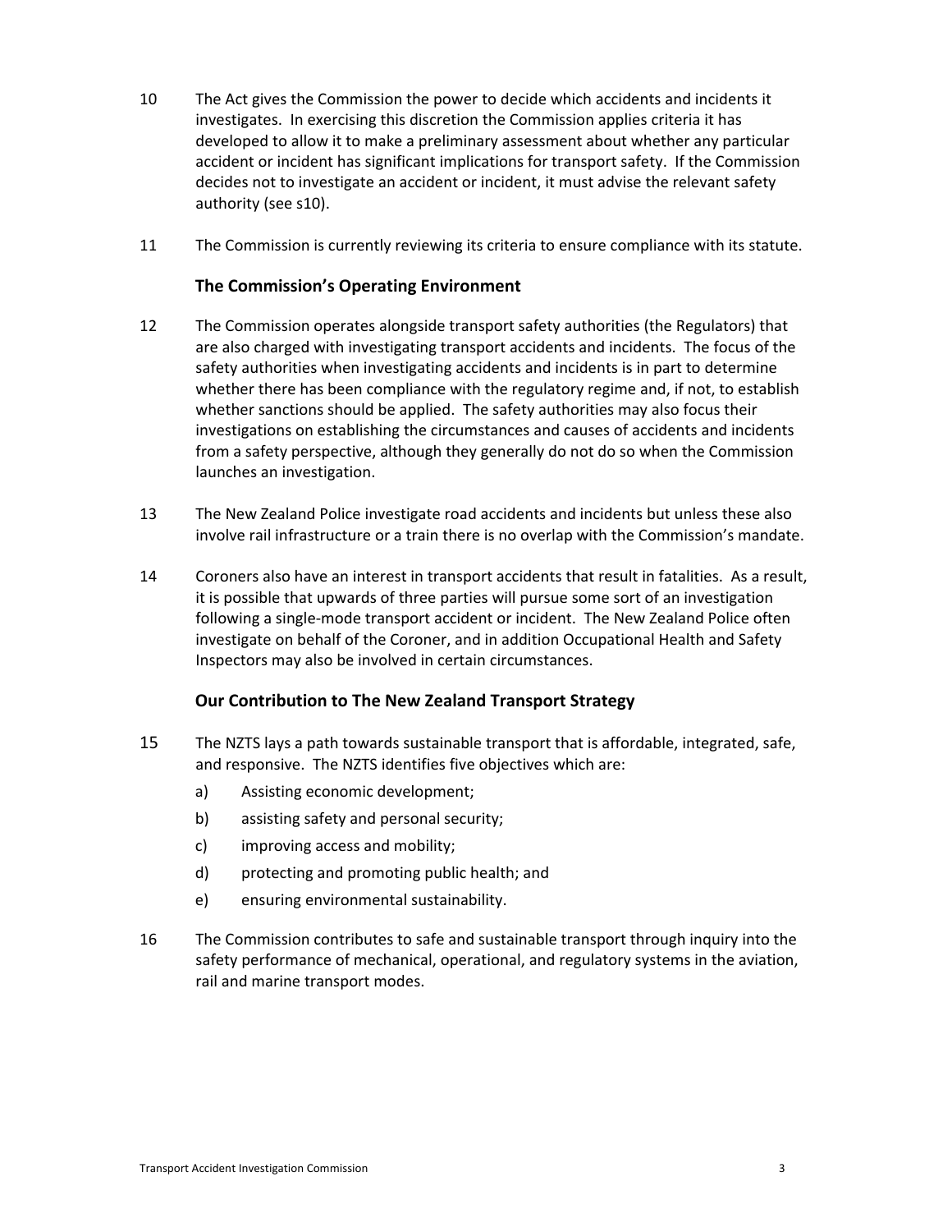10 The Act gives the Commission the power to decide which accidents and incidents it investigates. In exercising this discretion the Commission applies criteria it has developed to allow it to make a preliminary assessment about whether any particular accident or incident has significant implications for transport safety. If the Commission decides not to investigate an accident or incident, it must advise the relevant safety authority (see s10).

11 The Commission is currently reviewing its criteria to ensure compliance with its statute.

### The Commission's Operating Environment

12 The Commission operates alongside transport safety authorities (the Regulators) that are also charged with investigating transport accidents and incidents. The focus of the safety authorities when investigating accidents and incidents is in part to determine whether there has been compliance with the regulatory regime and, if not, to establish whether sanctions should be applied. The safety authorities may also focus their investigations on establishing the circumstances and causes of accidents and incidents from a safety perspective, although they generally do not do so when the Commission launches an investigation.

13 The New Zealand Police investigate road accidents and incidents but unless these also involve rail infrastructure or a train there is no overlap with the Commission's mandate.

14 Coroners also have an interest in transport accidents that result in fatalities. As a result, it is possible that upwards of three parties will pursue some sort of an investigation following a single-mode transport accident or incident. The New Zealand Police often investigate on behalf of the Coroner, and in addition Occupational Health and Safety Inspectors may also be involved in certain circumstances.

### Our Contribution to The New Zealand Transport Strategy

15 The NZTS lays a path towards sustainable transport that is affordable, integrated, safe, and responsive. The NZTS identifies five objectives which are:

a) Assisting economic development;

b) assisting safety and personal security;

c) improving access and mobility;

d) protecting and promoting public health; and

e) ensuring environmental sustainability.

16 The Commission contributes to safe and sustainable transport through inquiry into the safety performance of mechanical, operational, and regulatory systems in the aviation, rail and marine transport modes.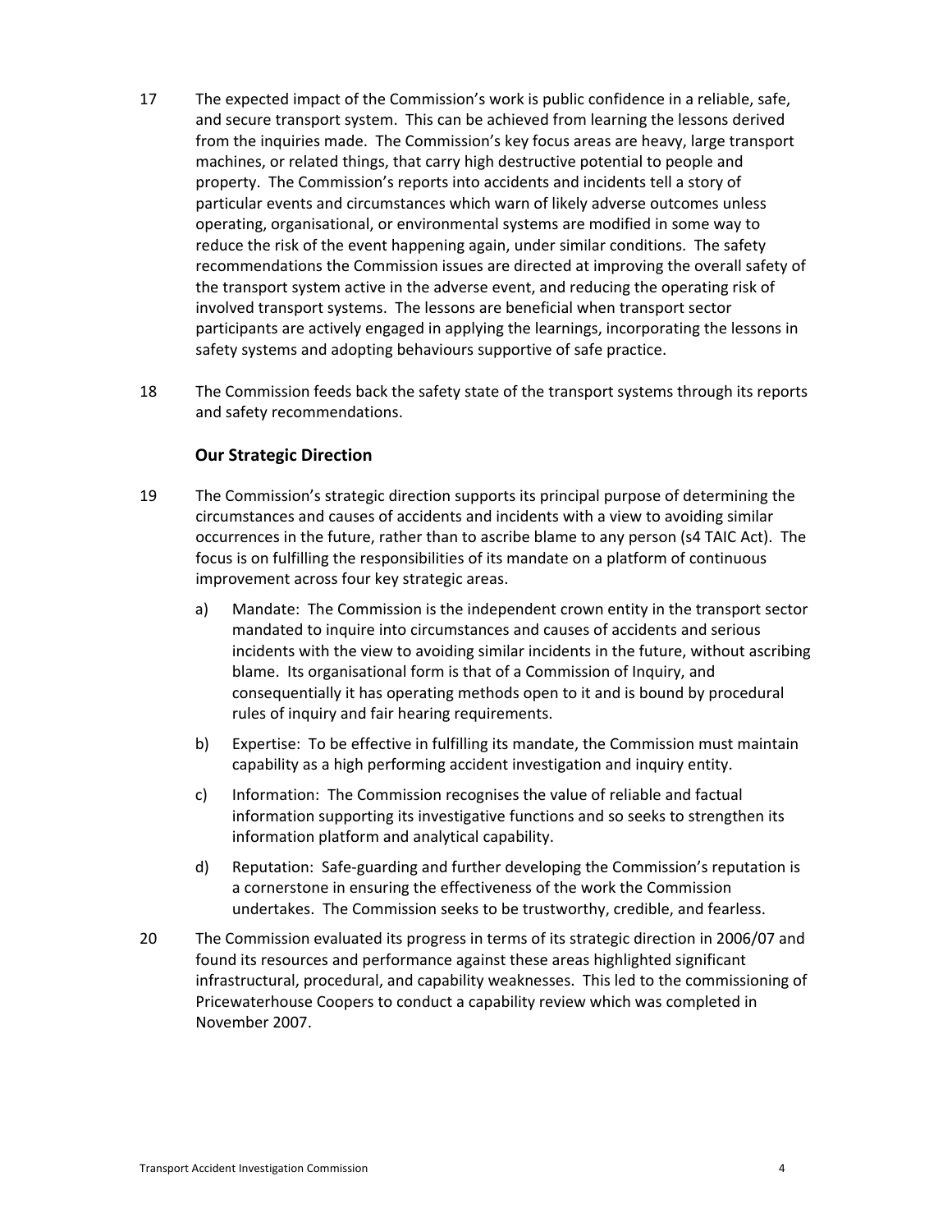17 The expected impact of the Commission's work is public confidence in a reliable, safe, and secure transport system. This can be achieved from learning the lessons derived from the inquiries made. The Commission's key focus areas are heavy, large transport machines, or related things, that carry high destructive potential to people and property. The Commission's reports into accidents and incidents tell a story of particular events and circumstances which warn of likely adverse outcomes unless operating, organisational, or environmental systems are modified in some way to reduce the risk of the event happening again, under similar conditions. The safety recommendations the Commission issues are directed at improving the overall safety of the transport system active in the adverse event, and reducing the operating risk of involved transport systems. The lessons are beneficial when transport sector participants are actively engaged in applying the learnings, incorporating the lessons in safety systems and adopting behaviours supportive of safe practice.

18 The Commission feeds back the safety state of the transport systems through its reports and safety recommendations.

### Our Strategic Direction

19 The Commission's strategic direction supports its principal purpose of determining the circumstances and causes of accidents and incidents with a view to avoiding similar occurrences in the future, rather than to ascribe blame to any person (s4 TAIC Act). The focus is on fulfilling the responsibilities of its mandate on a platform of continuous improvement across four key strategic areas.

a) Mandate: The Commission is the independent crown entity in the transport sector mandated to inquire into circumstances and causes of accidents and serious incidents with the view to avoiding similar incidents in the future, without ascribing blame. Its organisational form is that of a Commission of Inquiry, and consequentially it has operating methods open to it and is bound by procedural rules of inquiry and fair hearing requirements.

b) Expertise: To be effective in fulfilling its mandate, the Commission must maintain capability as a high performing accident investigation and inquiry entity.

c) Information: The Commission recognises the value of reliable and factual information supporting its investigative functions and so seeks to strengthen its information platform and analytical capability.

d) Reputation: Safe-guarding and further developing the Commission's reputation is a cornerstone in ensuring the effectiveness of the work the Commission undertakes. The Commission seeks to be trustworthy, credible, and fearless.

20 The Commission evaluated its progress in terms of its strategic direction in 2006/07 and found its resources and performance against these areas highlighted significant infrastructural, procedural, and capability weaknesses. This led to the commissioning of Pricewaterhouse Coopers to conduct a capability review which was completed in November 2007.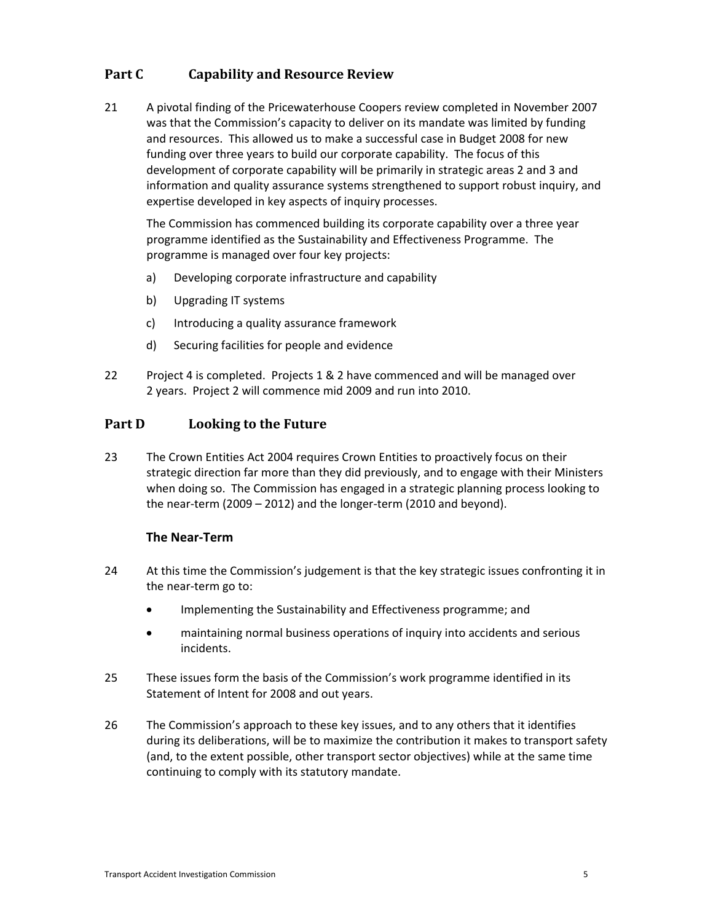## Part C Capability and Resource Review

21 A pivotal finding of the Pricewaterhouse Coopers review completed in November 2007 was that the Commission's capacity to deliver on its mandate was limited by funding and resources. This allowed us to make a successful case in Budget 2008 for new funding over three years to build our corporate capability. The focus of this development of corporate capability will be primarily in strategic areas 2 and 3 and information and quality assurance systems strengthened to support robust inquiry, and expertise developed in key aspects of inquiry processes.

The Commission has commenced building its corporate capability over a three year programme identified as the Sustainability and Effectiveness Programme. The programme is managed over four key projects:

a) Developing corporate infrastructure and capability

b) Upgrading IT systems

c) Introducing a quality assurance framework

d) Securing facilities for people and evidence

22 Project 4 is completed. Projects 1 & 2 have commenced and will be managed over 2 years. Project 2 will commence mid 2009 and run into 2010.

## Part D Looking to the Future

23 The Crown Entities Act 2004 requires Crown Entities to proactively focus on their strategic direction far more than they did previously, and to engage with their Ministers when doing so. The Commission has engaged in a strategic planning process looking to the near-term (2009 – 2012) and the longer-term (2010 and beyond).

### The Near-Term

24 At this time the Commission's judgement is that the key strategic issues confronting it in the near-term go to:

- Implementing the Sustainability and Effectiveness programme; and
- maintaining normal business operations of inquiry into accidents and serious incidents.

25 These issues form the basis of the Commission's work programme identified in its Statement of Intent for 2008 and out years.

26 The Commission's approach to these key issues, and to any others that it identifies during its deliberations, will be to maximize the contribution it makes to transport safety (and, to the extent possible, other transport sector objectives) while at the same time continuing to comply with its statutory mandate.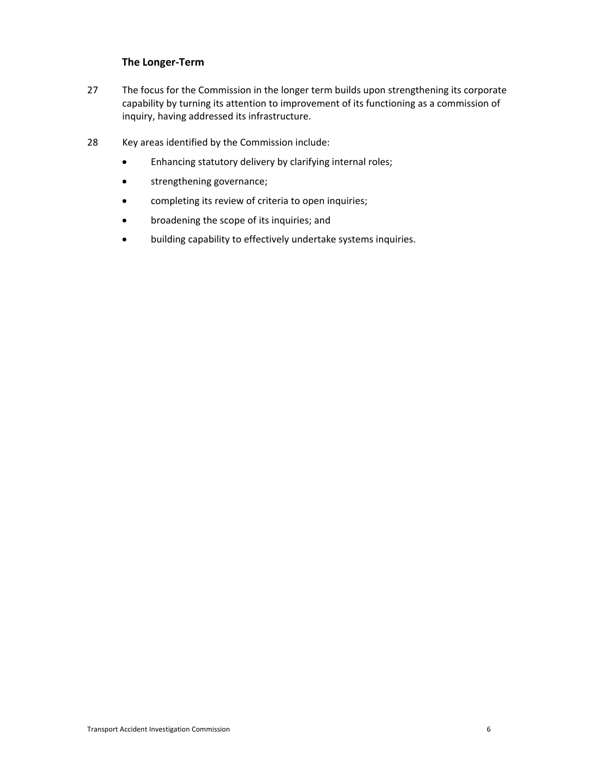### The Longer-Term

27 The focus for the Commission in the longer term builds upon strengthening its corporate capability by turning its attention to improvement of its functioning as a commission of inquiry, having addressed its infrastructure.

28 Key areas identified by the Commission include:

- Enhancing statutory delivery by clarifying internal roles;
- strengthening governance;
- completing its review of criteria to open inquiries;
- broadening the scope of its inquiries; and
- building capability to effectively undertake systems inquiries.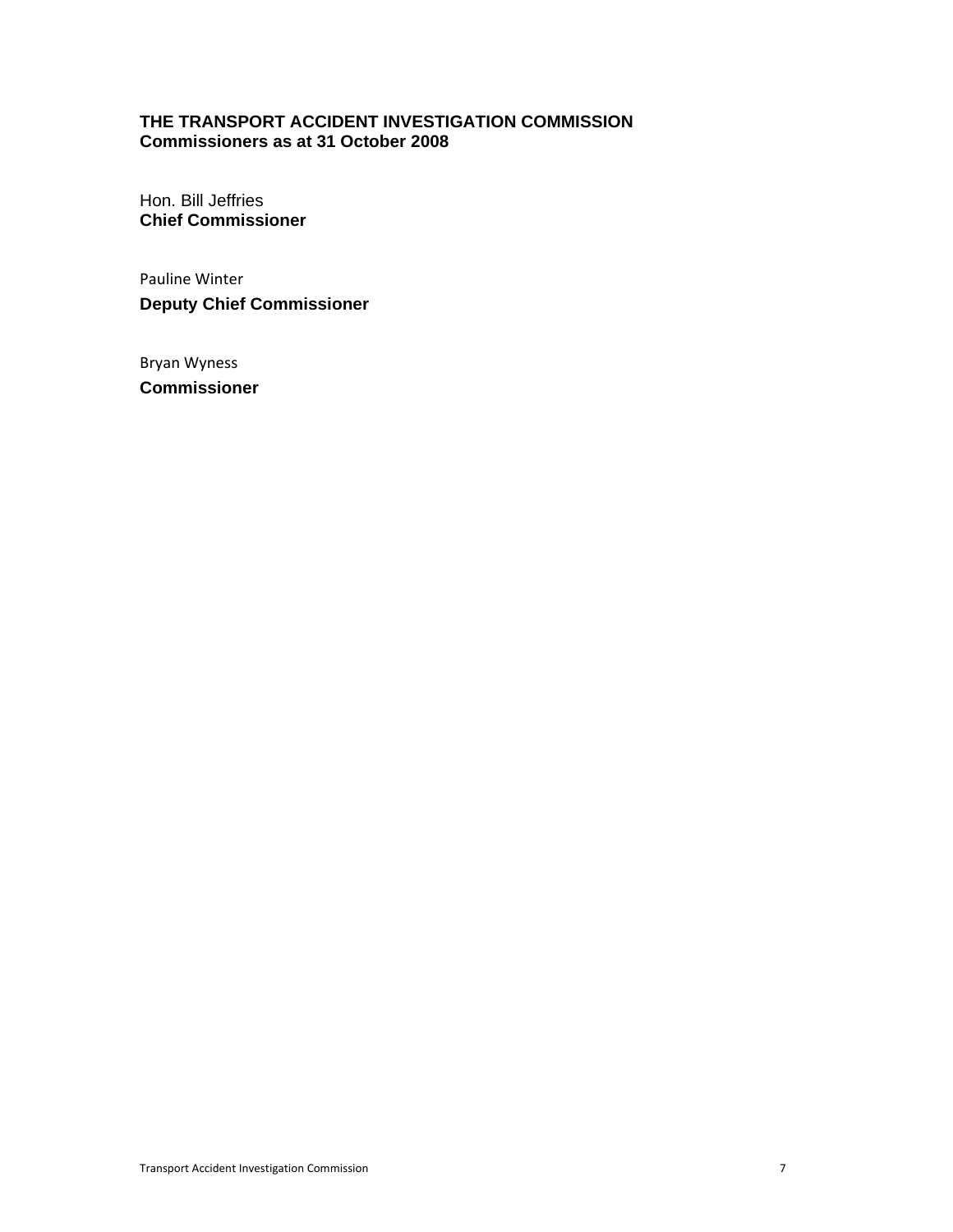**THE TRANSPORT ACCIDENT INVESTIGATION COMMISSION**
**Commissioners as at 31 October 2008**

Hon. Bill Jeffries
**Chief Commissioner**

Pauline Winter
**Deputy Chief Commissioner**

Bryan Wyness
**Commissioner**